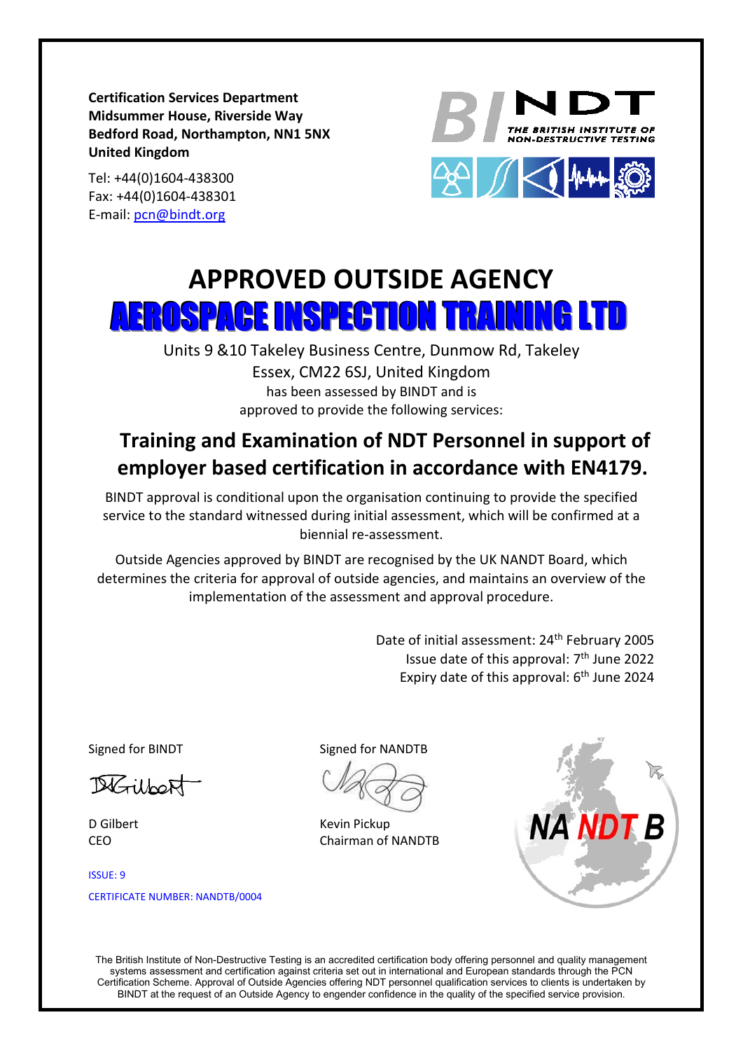**Certification Services Department**
**Midsummer House, Riverside Way**
**Bedford Road, Northampton, NN1 5NX**
**United Kingdom**

Tel: +44(0)1604-438300
Fax: +44(0)1604-438301
E-mail: pcn@bindt.org

BINDT THE BRITISH INSTITUTE OF NON-DESTRUCTIVE TESTING

# APPROVED OUTSIDE AGENCY

# AEROSPACE INSPECTION TRAINING LTD

Units 9 &10 Takeley Business Centre, Dunmow Rd, Takeley
Essex, CM22 6SJ, United Kingdom
has been assessed by BINDT and is
approved to provide the following services:

## Training and Examination of NDT Personnel in support of employer based certification in accordance with EN4179.

BINDT approval is conditional upon the organisation continuing to provide the specified service to the standard witnessed during initial assessment, which will be confirmed at a biennial re-assessment.

Outside Agencies approved by BINDT are recognised by the UK NANDT Board, which determines the criteria for approval of outside agencies, and maintains an overview of the implementation of the assessment and approval procedure.

Date of initial assessment: 24th February 2005
Issue date of this approval: 7th June 2022
Expiry date of this approval: 6th June 2024

Signed for BINDT

D Gilbert
CEO

Signed for NANDTB

Kevin Pickup
Chairman of NANDTB

NA NDT B

ISSUE: 9

CERTIFICATE NUMBER: NANDTB/0004

The British Institute of Non-Destructive Testing is an accredited certification body offering personnel and quality management systems assessment and certification against criteria set out in international and European standards through the PCN Certification Scheme. Approval of Outside Agencies offering NDT personnel qualification services to clients is undertaken by BINDT at the request of an Outside Agency to engender confidence in the quality of the specified service provision.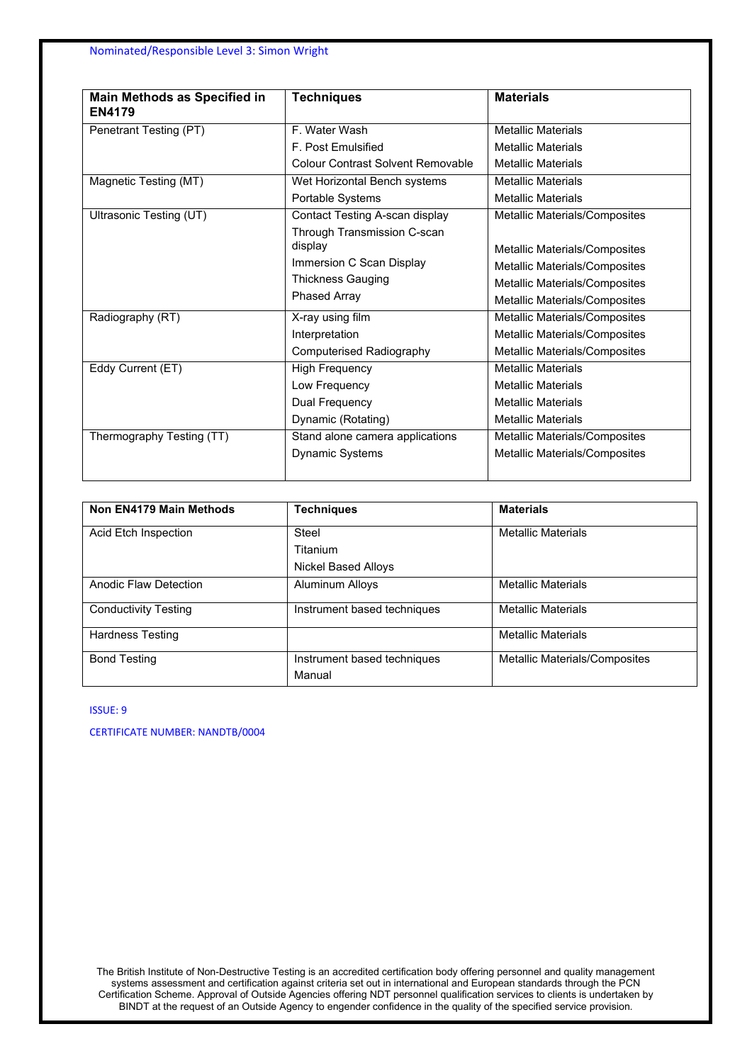Nominated/Responsible Level 3: Simon Wright

| Main Methods as Specified in EN4179 | Techniques | Materials |
|---|---|---|
| Penetrant Testing (PT) | F. Water Wash | Metallic Materials |
| | F. Post Emulsified | Metallic Materials |
| | Colour Contrast Solvent Removable | Metallic Materials |
| Magnetic Testing (MT) | Wet Horizontal Bench systems | Metallic Materials |
| | Portable Systems | Metallic Materials |
| Ultrasonic Testing (UT) | Contact Testing A-scan display | Metallic Materials/Composites |
| | Through Transmission C-scan display | Metallic Materials/Composites |
| | Immersion C Scan Display | Metallic Materials/Composites |
| | Thickness Gauging | Metallic Materials/Composites |
| | Phased Array | Metallic Materials/Composites |
| Radiography (RT) | X-ray using film | Metallic Materials/Composites |
| | Interpretation | Metallic Materials/Composites |
| | Computerised Radiography | Metallic Materials/Composites |
| Eddy Current (ET) | High Frequency | Metallic Materials |
| | Low Frequency | Metallic Materials |
| | Dual Frequency | Metallic Materials |
| | Dynamic (Rotating) | Metallic Materials |
| Thermography Testing (TT) | Stand alone camera applications | Metallic Materials/Composites |
| | Dynamic Systems | Metallic Materials/Composites |

| Non EN4179 Main Methods | Techniques | Materials |
|---|---|---|
| Acid Etch Inspection | Steel<br>Titanium<br>Nickel Based Alloys | Metallic Materials |
| Anodic Flaw Detection | Aluminum Alloys | Metallic Materials |
| Conductivity Testing | Instrument based techniques | Metallic Materials |
| Hardness Testing | | Metallic Materials |
| Bond Testing | Instrument based techniques<br>Manual | Metallic Materials/Composites |

ISSUE: 9

CERTIFICATE NUMBER: NANDTB/0004

The British Institute of Non-Destructive Testing is an accredited certification body offering personnel and quality management systems assessment and certification against criteria set out in international and European standards through the PCN Certification Scheme. Approval of Outside Agencies offering NDT personnel qualification services to clients is undertaken by BINDT at the request of an Outside Agency to engender confidence in the quality of the specified service provision.